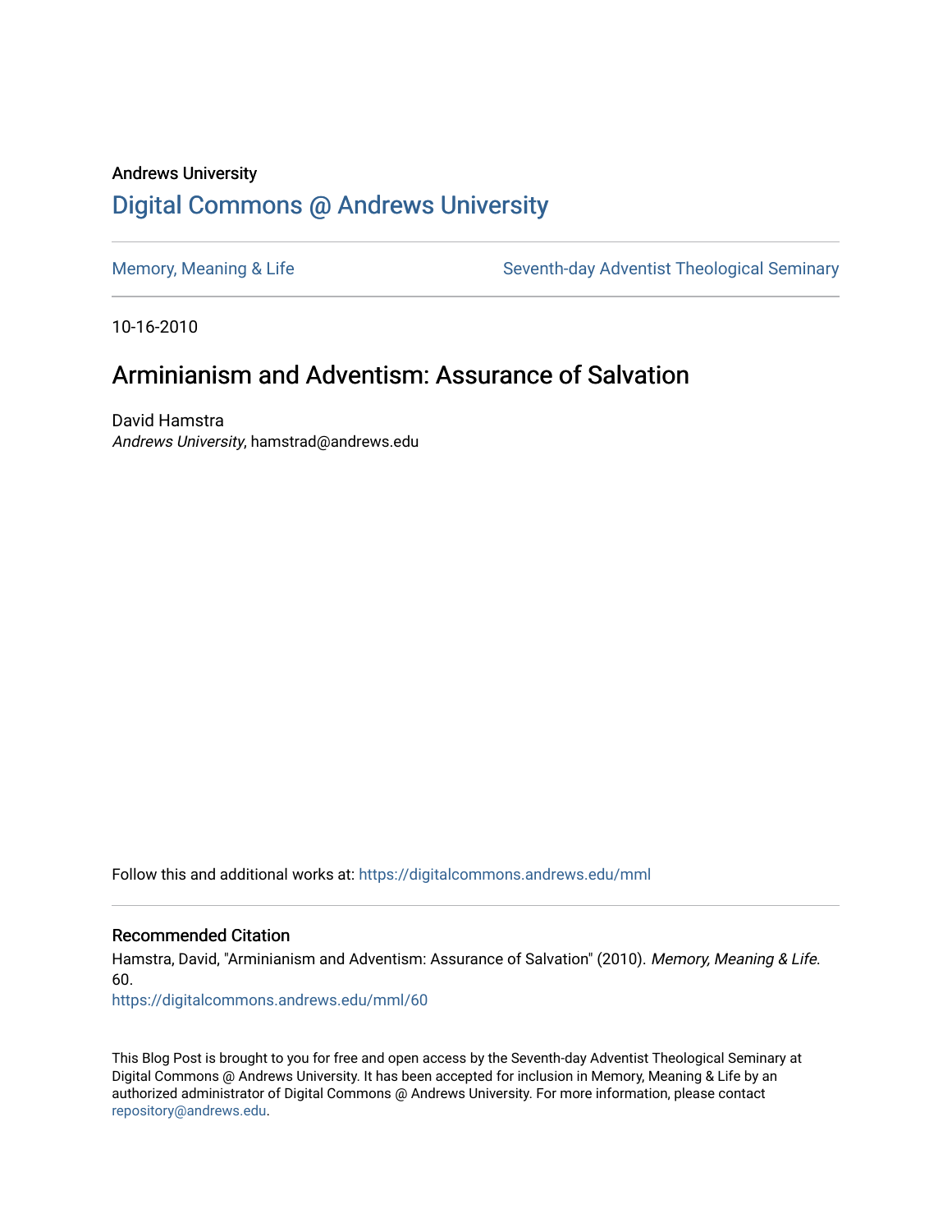Andrews University

# Digital Commons @ Andrews University

Memory, Meaning & Life

Seventh-day Adventist Theological Seminary

10-16-2010

## Arminianism and Adventism: Assurance of Salvation

David Hamstra
*Andrews University*, hamstrad@andrews.edu

Follow this and additional works at: https://digitalcommons.andrews.edu/mml

### Recommended Citation

Hamstra, David, "Arminianism and Adventism: Assurance of Salvation" (2010). *Memory, Meaning & Life*. 60.
https://digitalcommons.andrews.edu/mml/60

This Blog Post is brought to you for free and open access by the Seventh-day Adventist Theological Seminary at Digital Commons @ Andrews University. It has been accepted for inclusion in Memory, Meaning & Life by an authorized administrator of Digital Commons @ Andrews University. For more information, please contact repository@andrews.edu.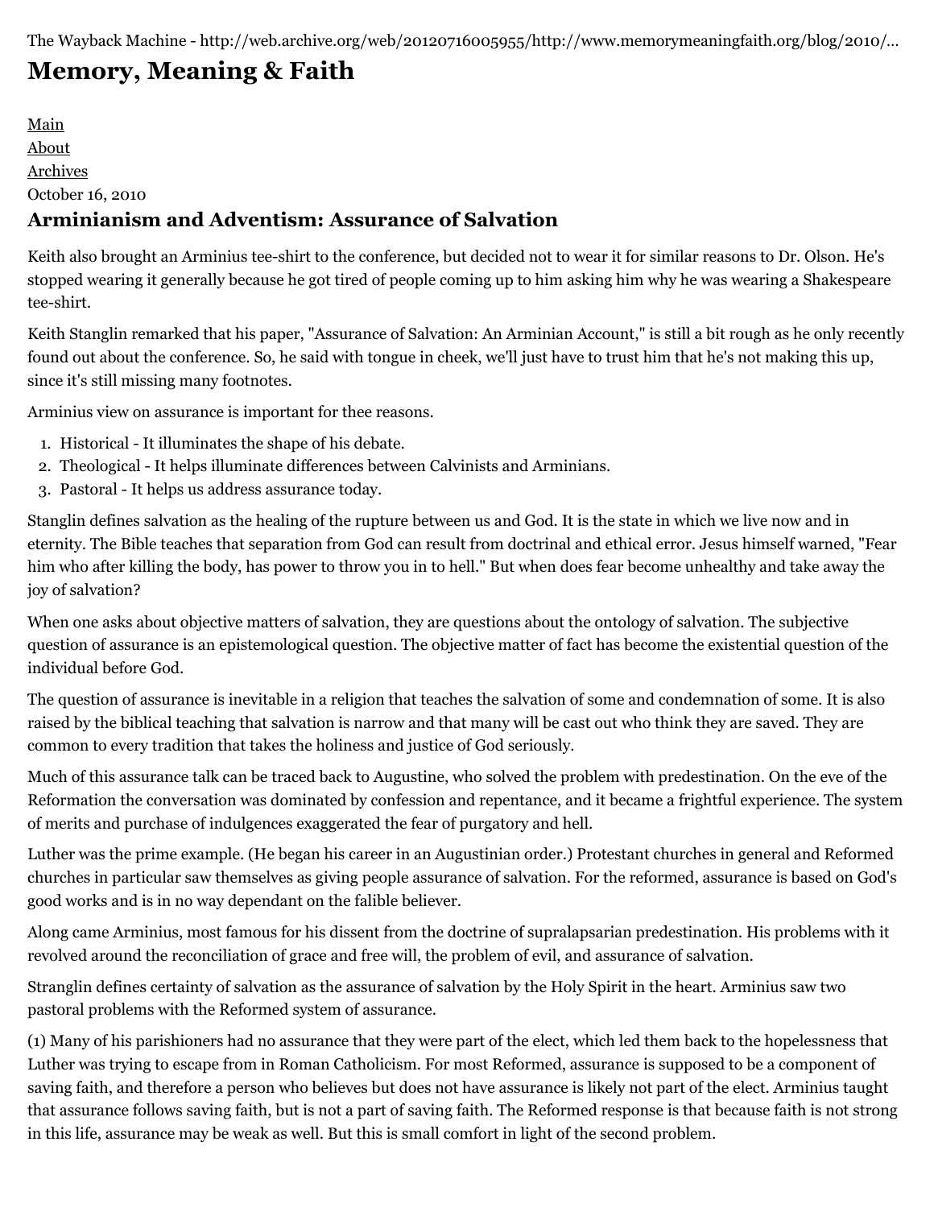The Wayback Machine - http://web.archive.org/web/20120716005955/http://www.memorymeaningfaith.org/blog/2010/...

# Memory, Meaning & Faith

[Main](#)
[About](#)
[Archives](#)

October 16, 2010

## Arminianism and Adventism: Assurance of Salvation

Keith also brought an Arminius tee-shirt to the conference, but decided not to wear it for similar reasons to Dr. Olson. He's stopped wearing it generally because he got tired of people coming up to him asking him why he was wearing a Shakespeare tee-shirt.

Keith Stanglin remarked that his paper, "Assurance of Salvation: An Arminian Account," is still a bit rough as he only recently found out about the conference. So, he said with tongue in cheek, we'll just have to trust him that he's not making this up, since it's still missing many footnotes.

Arminius view on assurance is important for thee reasons.

1. Historical - It illuminates the shape of his debate.
2. Theological - It helps illuminate differences between Calvinists and Arminians.
3. Pastoral - It helps us address assurance today.

Stanglin defines salvation as the healing of the rupture between us and God. It is the state in which we live now and in eternity. The Bible teaches that separation from God can result from doctrinal and ethical error. Jesus himself warned, "Fear him who after killing the body, has power to throw you in to hell." But when does fear become unhealthy and take away the joy of salvation?

When one asks about objective matters of salvation, they are questions about the ontology of salvation. The subjective question of assurance is an epistemological question. The objective matter of fact has become the existential question of the individual before God.

The question of assurance is inevitable in a religion that teaches the salvation of some and condemnation of some. It is also raised by the biblical teaching that salvation is narrow and that many will be cast out who think they are saved. They are common to every tradition that takes the holiness and justice of God seriously.

Much of this assurance talk can be traced back to Augustine, who solved the problem with predestination. On the eve of the Reformation the conversation was dominated by confession and repentance, and it became a frightful experience. The system of merits and purchase of indulgences exaggerated the fear of purgatory and hell.

Luther was the prime example. (He began his career in an Augustinian order.) Protestant churches in general and Reformed churches in particular saw themselves as giving people assurance of salvation. For the reformed, assurance is based on God's good works and is in no way dependant on the falible believer.

Along came Arminius, most famous for his dissent from the doctrine of supralapsarian predestination. His problems with it revolved around the reconciliation of grace and free will, the problem of evil, and assurance of salvation.

Stranglin defines certainty of salvation as the assurance of salvation by the Holy Spirit in the heart. Arminius saw two pastoral problems with the Reformed system of assurance.

(1) Many of his parishioners had no assurance that they were part of the elect, which led them back to the hopelessness that Luther was trying to escape from in Roman Catholicism. For most Reformed, assurance is supposed to be a component of saving faith, and therefore a person who believes but does not have assurance is likely not part of the elect. Arminius taught that assurance follows saving faith, but is not a part of saving faith. The Reformed response is that because faith is not strong in this life, assurance may be weak as well. But this is small comfort in light of the second problem.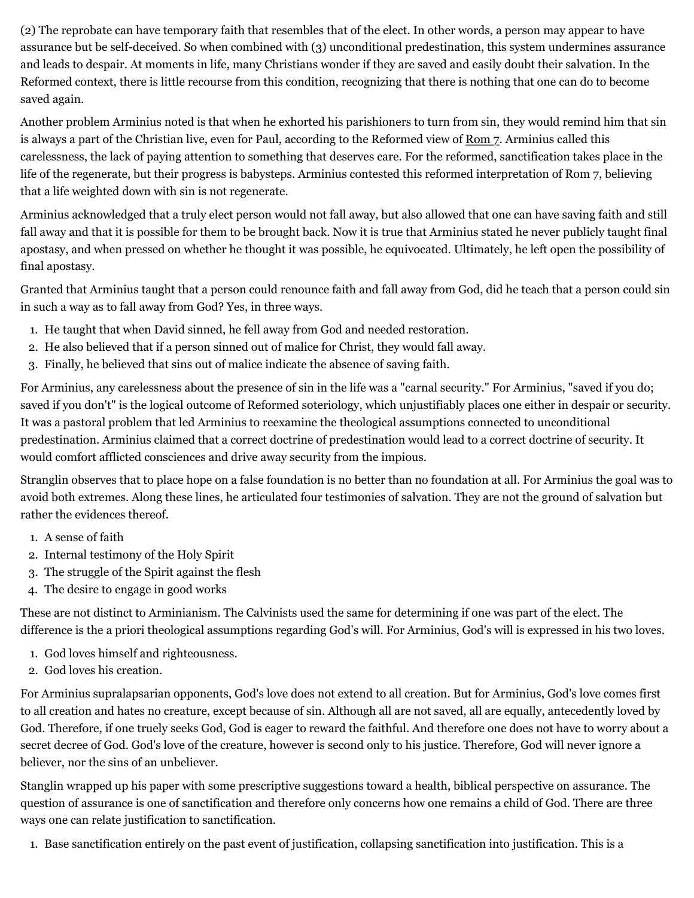(2) The reprobate can have temporary faith that resembles that of the elect. In other words, a person may appear to have assurance but be self-deceived. So when combined with (3) unconditional predestination, this system undermines assurance and leads to despair. At moments in life, many Christians wonder if they are saved and easily doubt their salvation. In the Reformed context, there is little recourse from this condition, recognizing that there is nothing that one can do to become saved again.

Another problem Arminius noted is that when he exhorted his parishioners to turn from sin, they would remind him that sin is always a part of the Christian live, even for Paul, according to the Reformed view of Rom 7. Arminius called this carelessness, the lack of paying attention to something that deserves care. For the reformed, sanctification takes place in the life of the regenerate, but their progress is babysteps. Arminius contested this reformed interpretation of Rom 7, believing that a life weighted down with sin is not regenerate.

Arminius acknowledged that a truly elect person would not fall away, but also allowed that one can have saving faith and still fall away and that it is possible for them to be brought back. Now it is true that Arminius stated he never publicly taught final apostasy, and when pressed on whether he thought it was possible, he equivocated. Ultimately, he left open the possibility of final apostasy.

Granted that Arminius taught that a person could renounce faith and fall away from God, did he teach that a person could sin in such a way as to fall away from God? Yes, in three ways.

1. He taught that when David sinned, he fell away from God and needed restoration.
2. He also believed that if a person sinned out of malice for Christ, they would fall away.
3. Finally, he believed that sins out of malice indicate the absence of saving faith.

For Arminius, any carelessness about the presence of sin in the life was a "carnal security." For Arminius, "saved if you do; saved if you don't" is the logical outcome of Reformed soteriology, which unjustifiably places one either in despair or security. It was a pastoral problem that led Arminius to reexamine the theological assumptions connected to unconditional predestination. Arminius claimed that a correct doctrine of predestination would lead to a correct doctrine of security. It would comfort afflicted consciences and drive away security from the impious.

Stranglin observes that to place hope on a false foundation is no better than no foundation at all. For Arminius the goal was to avoid both extremes. Along these lines, he articulated four testimonies of salvation. They are not the ground of salvation but rather the evidences thereof.

1. A sense of faith
2. Internal testimony of the Holy Spirit
3. The struggle of the Spirit against the flesh
4. The desire to engage in good works

These are not distinct to Arminianism. The Calvinists used the same for determining if one was part of the elect. The difference is the a priori theological assumptions regarding God's will. For Arminius, God's will is expressed in his two loves.

1. God loves himself and righteousness.
2. God loves his creation.

For Arminius supralapsarian opponents, God's love does not extend to all creation. But for Arminius, God's love comes first to all creation and hates no creature, except because of sin. Although all are not saved, all are equally, antecedently loved by God. Therefore, if one truely seeks God, God is eager to reward the faithful. And therefore one does not have to worry about a secret decree of God. God's love of the creature, however is second only to his justice. Therefore, God will never ignore a believer, nor the sins of an unbeliever.

Stanglin wrapped up his paper with some prescriptive suggestions toward a health, biblical perspective on assurance. The question of assurance is one of sanctification and therefore only concerns how one remains a child of God. There are three ways one can relate justification to sanctification.

1. Base sanctification entirely on the past event of justification, collapsing sanctification into justification. This is a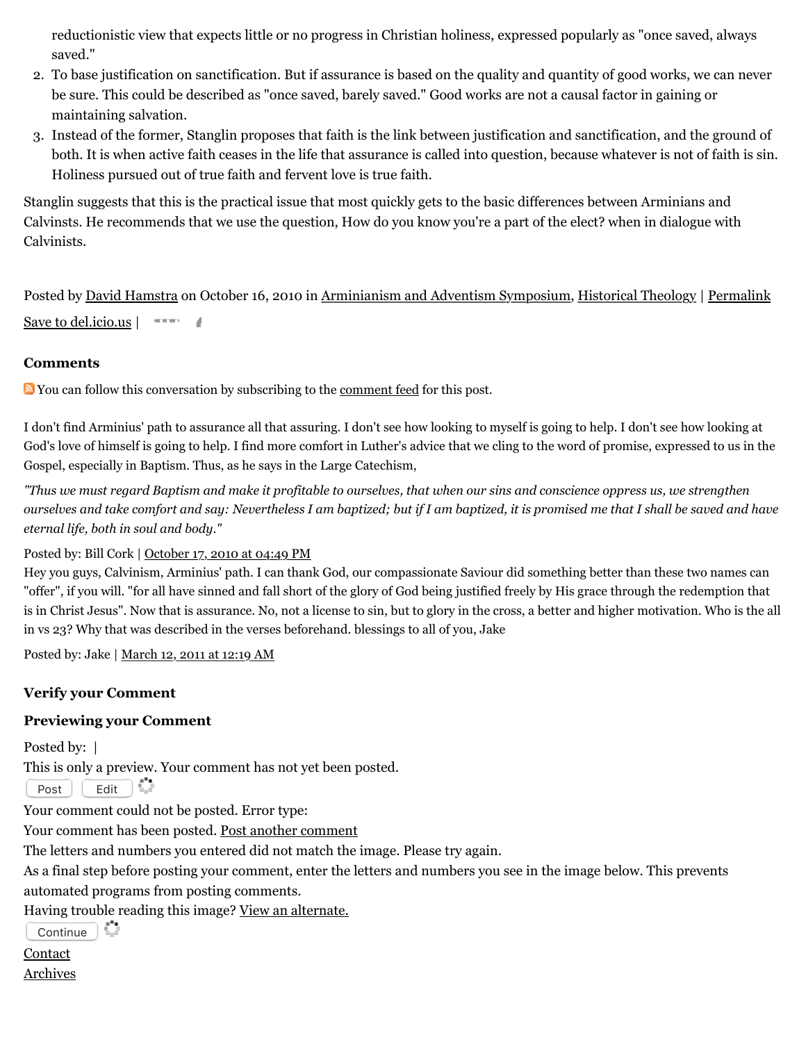reductionistic view that expects little or no progress in Christian holiness, expressed popularly as "once saved, always saved."

2. To base justification on sanctification. But if assurance is based on the quality and quantity of good works, we can never be sure. This could be described as "once saved, barely saved." Good works are not a causal factor in gaining or maintaining salvation.
3. Instead of the former, Stanglin proposes that faith is the link between justification and sanctification, and the ground of both. It is when active faith ceases in the life that assurance is called into question, because whatever is not of faith is sin. Holiness pursued out of true faith and fervent love is true faith.

Stanglin suggests that this is the practical issue that most quickly gets to the basic differences between Arminians and Calvinsts. He recommends that we use the question, How do you know you're a part of the elect? when in dialogue with Calvinists.

Posted by David Hamstra on October 16, 2010 in Arminianism and Adventism Symposium, Historical Theology | Permalink

Save to del.icio.us |

### Comments

You can follow this conversation by subscribing to the comment feed for this post.

I don't find Arminius' path to assurance all that assuring. I don't see how looking to myself is going to help. I don't see how looking at God's love of himself is going to help. I find more comfort in Luther's advice that we cling to the word of promise, expressed to us in the Gospel, especially in Baptism. Thus, as he says in the Large Catechism,

*"Thus we must regard Baptism and make it profitable to ourselves, that when our sins and conscience oppress us, we strengthen ourselves and take comfort and say: Nevertheless I am baptized; but if I am baptized, it is promised me that I shall be saved and have eternal life, both in soul and body."*

Posted by: Bill Cork | October 17, 2010 at 04:49 PM

Hey you guys, Calvinism, Arminius' path. I can thank God, our compassionate Saviour did something better than these two names can "offer", if you will. "for all have sinned and fall short of the glory of God being justified freely by His grace through the redemption that is in Christ Jesus". Now that is assurance. No, not a license to sin, but to glory in the cross, a better and higher motivation. Who is the all in vs 23? Why that was described in the verses beforehand. blessings to all of you, Jake

Posted by: Jake | March 12, 2011 at 12:19 AM

### Verify your Comment

### Previewing your Comment

Posted by: |

This is only a preview. Your comment has not yet been posted.

Post Edit

Your comment could not be posted. Error type:

Your comment has been posted. Post another comment

The letters and numbers you entered did not match the image. Please try again.

As a final step before posting your comment, enter the letters and numbers you see in the image below. This prevents automated programs from posting comments.

Having trouble reading this image? View an alternate.

Continue

Contact

Archives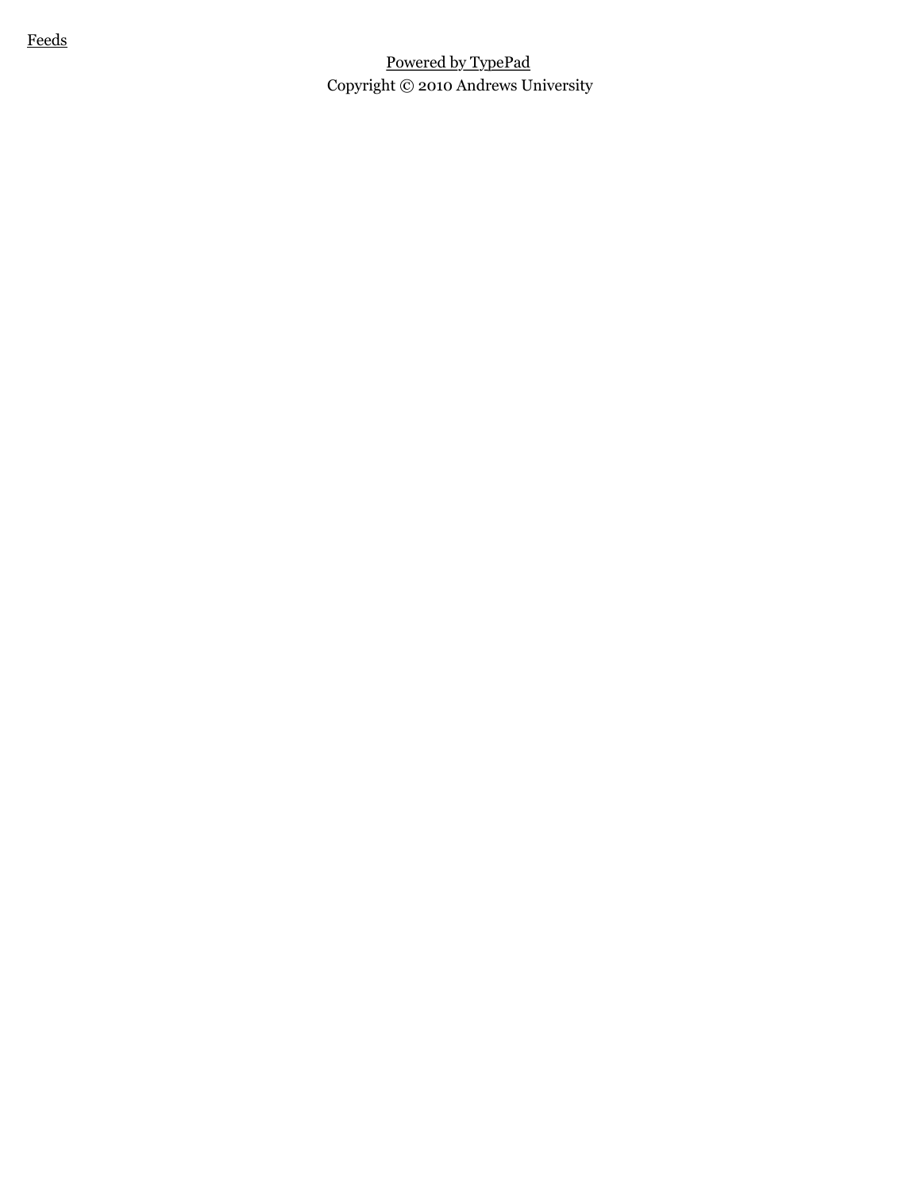Feeds

Powered by TypePad
Copyright © 2010 Andrews University